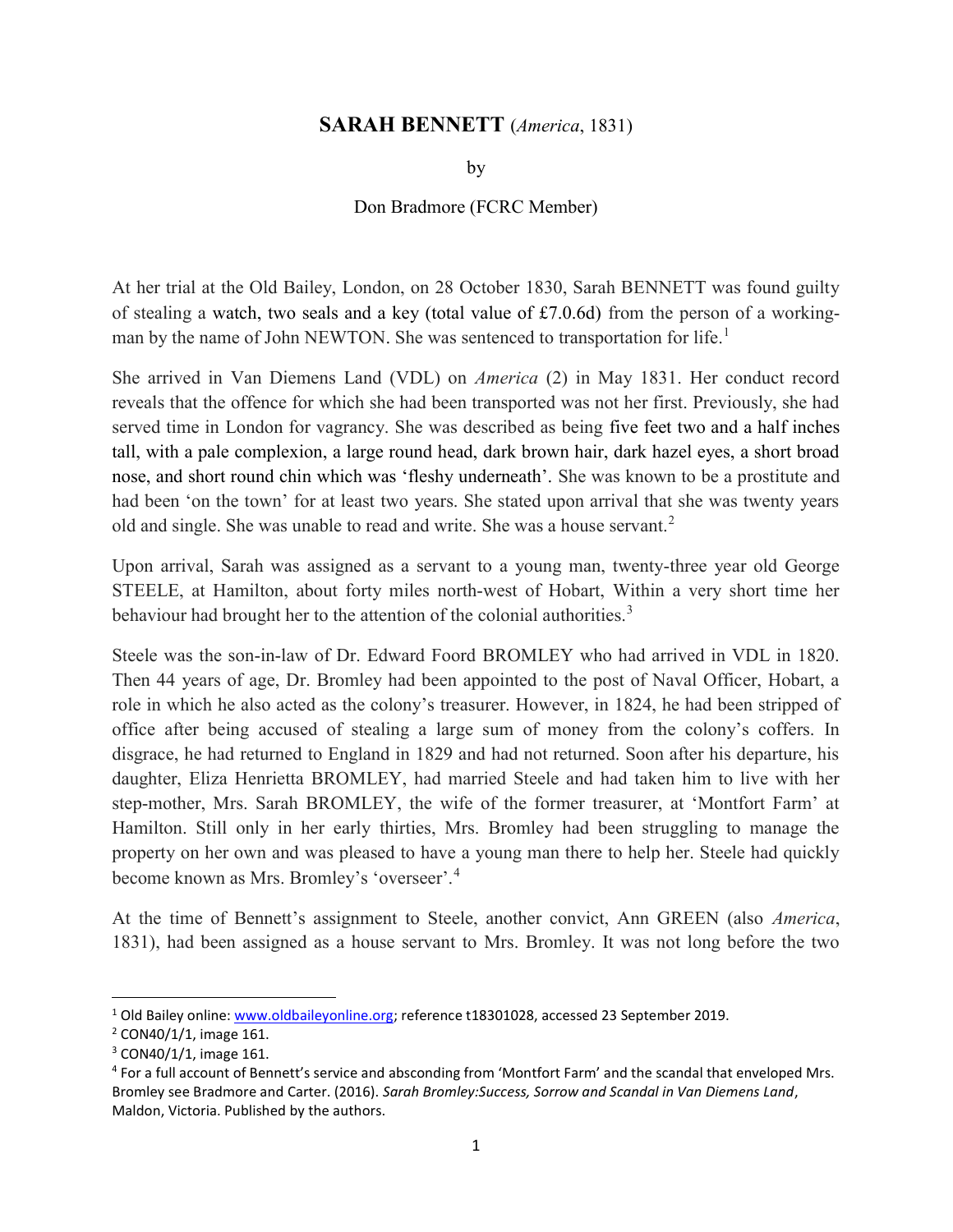# **SARAH BENNETT** (*America*, 1831)

by

Don Bradmore (FCRC Member)

At her trial at the Old Bailey, London, on 28 October 1830, Sarah BENNETT was found guilty of stealing a watch, two seals and a key (total value of £7.0.6d) from the person of a working-man by the name of John NEWTON. She was sentenced to transportation for life.[1]

She arrived in Van Diemens Land (VDL) on *America* (2) in May 1831. Her conduct record reveals that the offence for which she had been transported was not her first. Previously, she had served time in London for vagrancy. She was described as being five feet two and a half inches tall, with a pale complexion, a large round head, dark brown hair, dark hazel eyes, a short broad nose, and short round chin which was 'fleshy underneath'. She was known to be a prostitute and had been 'on the town' for at least two years. She stated upon arrival that she was twenty years old and single. She was unable to read and write. She was a house servant.[2]

Upon arrival, Sarah was assigned as a servant to a young man, twenty-three year old George STEELE, at Hamilton, about forty miles north-west of Hobart, Within a very short time her behaviour had brought her to the attention of the colonial authorities.[3]

Steele was the son-in-law of Dr. Edward Foord BROMLEY who had arrived in VDL in 1820. Then 44 years of age, Dr. Bromley had been appointed to the post of Naval Officer, Hobart, a role in which he also acted as the colony's treasurer. However, in 1824, he had been stripped of office after being accused of stealing a large sum of money from the colony's coffers. In disgrace, he had returned to England in 1829 and had not returned. Soon after his departure, his daughter, Eliza Henrietta BROMLEY, had married Steele and had taken him to live with her step-mother, Mrs. Sarah BROMLEY, the wife of the former treasurer, at 'Montfort Farm' at Hamilton. Still only in her early thirties, Mrs. Bromley had been struggling to manage the property on her own and was pleased to have a young man there to help her. Steele had quickly become known as Mrs. Bromley's 'overseer'.[4]

At the time of Bennett's assignment to Steele, another convict, Ann GREEN (also *America*, 1831), had been assigned as a house servant to Mrs. Bromley. It was not long before the two

---

[1] Old Bailey online: www.oldbaileyonline.org; reference t18301028, accessed 23 September 2019.

[2] CON40/1/1, image 161.

[3] CON40/1/1, image 161.

[4] For a full account of Bennett's service and absconding from 'Montfort Farm' and the scandal that enveloped Mrs. Bromley see Bradmore and Carter. (2016). *Sarah Bromley:Success, Sorrow and Scandal in Van Diemens Land*, Maldon, Victoria. Published by the authors.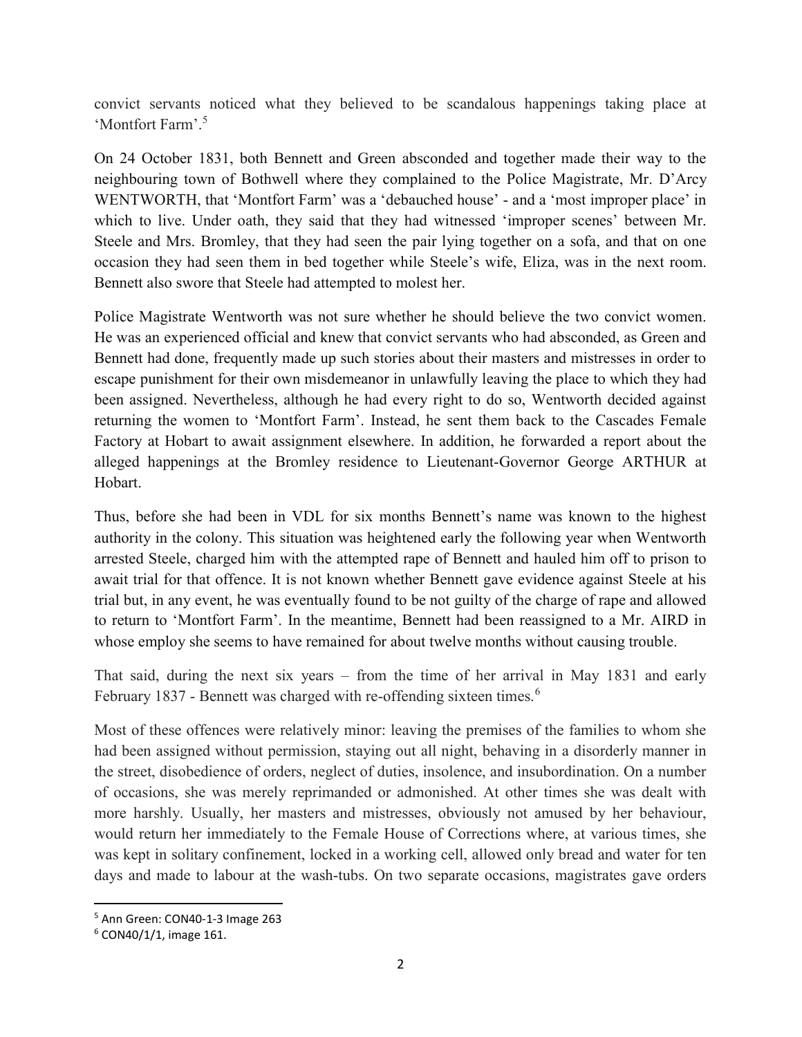convict servants noticed what they believed to be scandalous happenings taking place at 'Montfort Farm'.[5]

On 24 October 1831, both Bennett and Green absconded and together made their way to the neighbouring town of Bothwell where they complained to the Police Magistrate, Mr. D'Arcy WENTWORTH, that 'Montfort Farm' was a 'debauched house' - and a 'most improper place' in which to live. Under oath, they said that they had witnessed 'improper scenes' between Mr. Steele and Mrs. Bromley, that they had seen the pair lying together on a sofa, and that on one occasion they had seen them in bed together while Steele's wife, Eliza, was in the next room. Bennett also swore that Steele had attempted to molest her.

Police Magistrate Wentworth was not sure whether he should believe the two convict women. He was an experienced official and knew that convict servants who had absconded, as Green and Bennett had done, frequently made up such stories about their masters and mistresses in order to escape punishment for their own misdemeanor in unlawfully leaving the place to which they had been assigned. Nevertheless, although he had every right to do so, Wentworth decided against returning the women to 'Montfort Farm'. Instead, he sent them back to the Cascades Female Factory at Hobart to await assignment elsewhere. In addition, he forwarded a report about the alleged happenings at the Bromley residence to Lieutenant-Governor George ARTHUR at Hobart.

Thus, before she had been in VDL for six months Bennett's name was known to the highest authority in the colony. This situation was heightened early the following year when Wentworth arrested Steele, charged him with the attempted rape of Bennett and hauled him off to prison to await trial for that offence. It is not known whether Bennett gave evidence against Steele at his trial but, in any event, he was eventually found to be not guilty of the charge of rape and allowed to return to 'Montfort Farm'. In the meantime, Bennett had been reassigned to a Mr. AIRD in whose employ she seems to have remained for about twelve months without causing trouble.

That said, during the next six years – from the time of her arrival in May 1831 and early February 1837 - Bennett was charged with re-offending sixteen times.[6]

Most of these offences were relatively minor: leaving the premises of the families to whom she had been assigned without permission, staying out all night, behaving in a disorderly manner in the street, disobedience of orders, neglect of duties, insolence, and insubordination. On a number of occasions, she was merely reprimanded or admonished. At other times she was dealt with more harshly. Usually, her masters and mistresses, obviously not amused by her behaviour, would return her immediately to the Female House of Corrections where, at various times, she was kept in solitary confinement, locked in a working cell, allowed only bread and water for ten days and made to labour at the wash-tubs. On two separate occasions, magistrates gave orders

[5] Ann Green: CON40-1-3 Image 263

[6] CON40/1/1, image 161.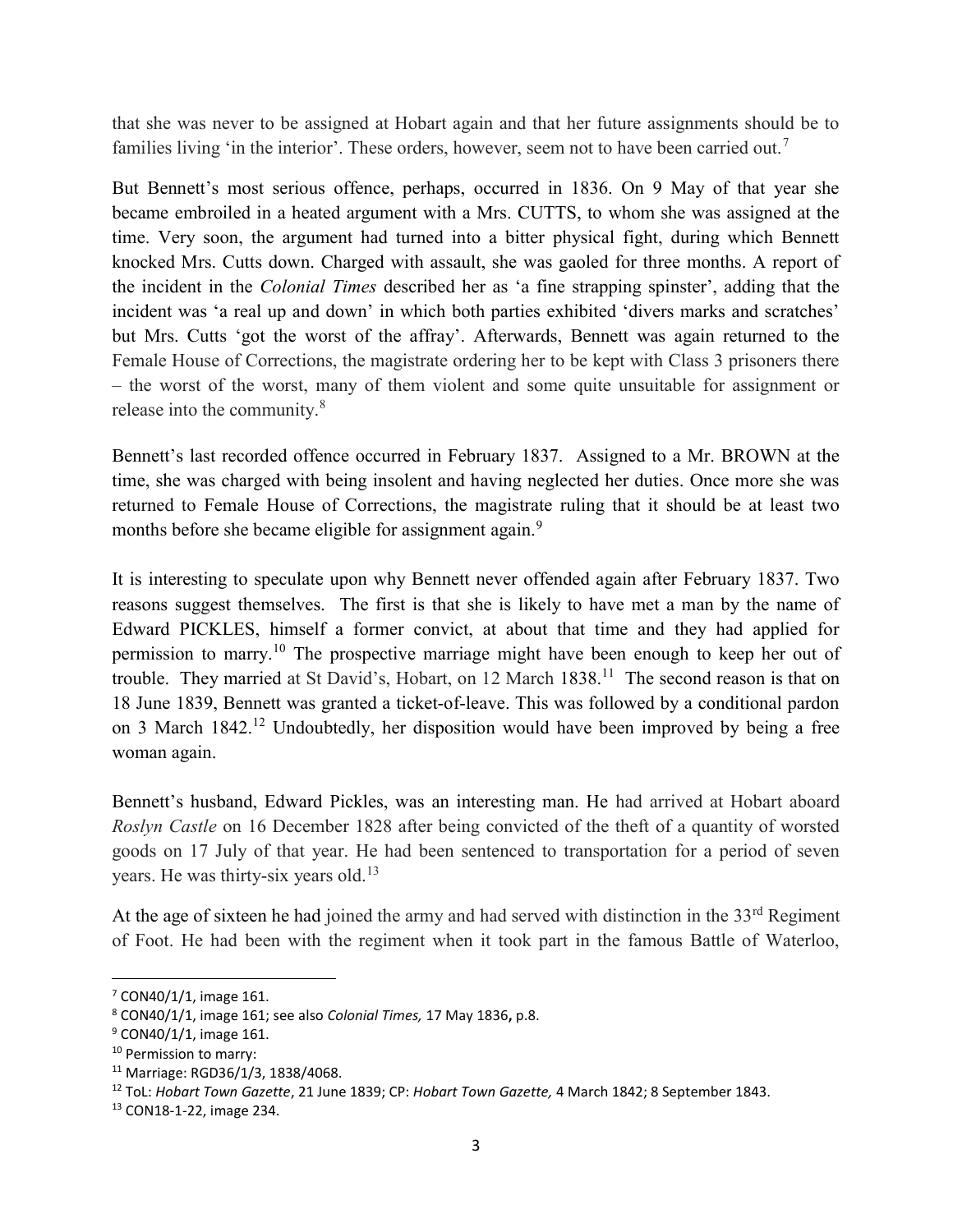that she was never to be assigned at Hobart again and that her future assignments should be to families living 'in the interior'. These orders, however, seem not to have been carried out.[7]

But Bennett's most serious offence, perhaps, occurred in 1836. On 9 May of that year she became embroiled in a heated argument with a Mrs. CUTTS, to whom she was assigned at the time. Very soon, the argument had turned into a bitter physical fight, during which Bennett knocked Mrs. Cutts down. Charged with assault, she was gaoled for three months. A report of the incident in the *Colonial Times* described her as 'a fine strapping spinster', adding that the incident was 'a real up and down' in which both parties exhibited 'divers marks and scratches' but Mrs. Cutts 'got the worst of the affray'. Afterwards, Bennett was again returned to the Female House of Corrections, the magistrate ordering her to be kept with Class 3 prisoners there – the worst of the worst, many of them violent and some quite unsuitable for assignment or release into the community.[8]

Bennett's last recorded offence occurred in February 1837. Assigned to a Mr. BROWN at the time, she was charged with being insolent and having neglected her duties. Once more she was returned to Female House of Corrections, the magistrate ruling that it should be at least two months before she became eligible for assignment again.[9]

It is interesting to speculate upon why Bennett never offended again after February 1837. Two reasons suggest themselves. The first is that she is likely to have met a man by the name of Edward PICKLES, himself a former convict, at about that time and they had applied for permission to marry.[10] The prospective marriage might have been enough to keep her out of trouble. They married at St David's, Hobart, on 12 March 1838.[11] The second reason is that on 18 June 1839, Bennett was granted a ticket-of-leave. This was followed by a conditional pardon on 3 March 1842.[12] Undoubtedly, her disposition would have been improved by being a free woman again.

Bennett's husband, Edward Pickles, was an interesting man. He had arrived at Hobart aboard *Roslyn Castle* on 16 December 1828 after being convicted of the theft of a quantity of worsted goods on 17 July of that year. He had been sentenced to transportation for a period of seven years. He was thirty-six years old.[13]

At the age of sixteen he had joined the army and had served with distinction in the 33rd Regiment of Foot. He had been with the regiment when it took part in the famous Battle of Waterloo,

---

[7] CON40/1/1, image 161.

[8] CON40/1/1, image 161; see also *Colonial Times,* 17 May 1836**,** p.8.

[9] CON40/1/1, image 161.

[10] Permission to marry:

[11] Marriage: RGD36/1/3, 1838/4068.

[12] ToL: *Hobart Town Gazette*, 21 June 1839; CP: *Hobart Town Gazette,* 4 March 1842; 8 September 1843.

[13] CON18-1-22, image 234.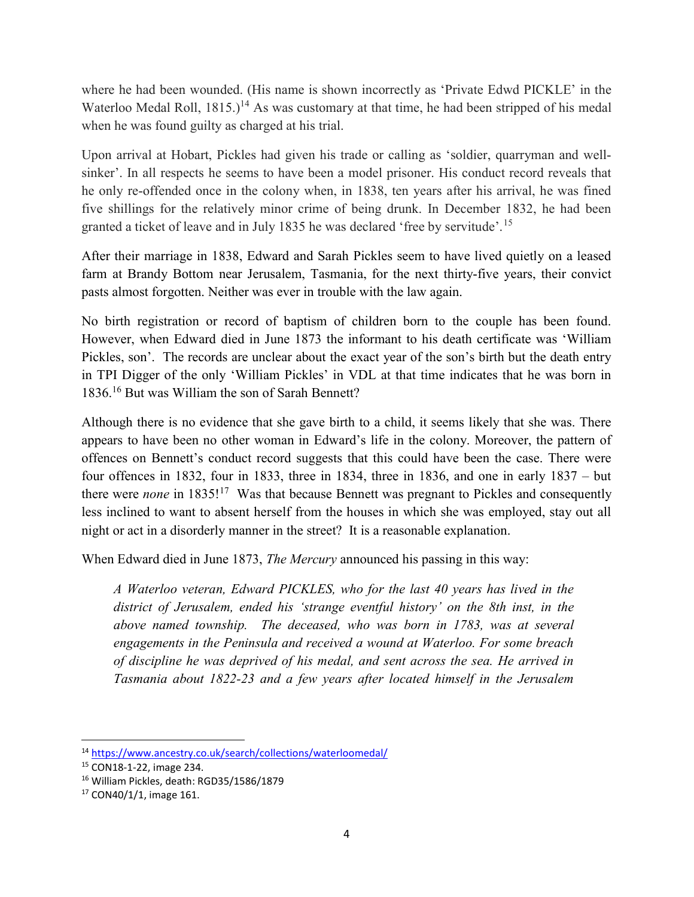where he had been wounded. (His name is shown incorrectly as 'Private Edwd PICKLE' in the Waterloo Medal Roll, 1815.)[14] As was customary at that time, he had been stripped of his medal when he was found guilty as charged at his trial.

Upon arrival at Hobart, Pickles had given his trade or calling as 'soldier, quarryman and well-sinker'. In all respects he seems to have been a model prisoner. His conduct record reveals that he only re-offended once in the colony when, in 1838, ten years after his arrival, he was fined five shillings for the relatively minor crime of being drunk. In December 1832, he had been granted a ticket of leave and in July 1835 he was declared 'free by servitude'.[15]

After their marriage in 1838, Edward and Sarah Pickles seem to have lived quietly on a leased farm at Brandy Bottom near Jerusalem, Tasmania, for the next thirty-five years, their convict pasts almost forgotten. Neither was ever in trouble with the law again.

No birth registration or record of baptism of children born to the couple has been found. However, when Edward died in June 1873 the informant to his death certificate was 'William Pickles, son'. The records are unclear about the exact year of the son's birth but the death entry in TPI Digger of the only 'William Pickles' in VDL at that time indicates that he was born in 1836.[16] But was William the son of Sarah Bennett?

Although there is no evidence that she gave birth to a child, it seems likely that she was. There appears to have been no other woman in Edward's life in the colony. Moreover, the pattern of offences on Bennett's conduct record suggests that this could have been the case. There were four offences in 1832, four in 1833, three in 1834, three in 1836, and one in early 1837 – but there were *none* in 1835![17] Was that because Bennett was pregnant to Pickles and consequently less inclined to want to absent herself from the houses in which she was employed, stay out all night or act in a disorderly manner in the street? It is a reasonable explanation.

When Edward died in June 1873, *The Mercury* announced his passing in this way:

> *A Waterloo veteran, Edward PICKLES, who for the last 40 years has lived in the district of Jerusalem, ended his 'strange eventful history' on the 8th inst, in the above named township. The deceased, who was born in 1783, was at several engagements in the Peninsula and received a wound at Waterloo. For some breach of discipline he was deprived of his medal, and sent across the sea. He arrived in Tasmania about 1822-23 and a few years after located himself in the Jerusalem*

---

[14] https://www.ancestry.co.uk/search/collections/waterloomedal/

[15] CON18-1-22, image 234.

[16] William Pickles, death: RGD35/1586/1879

[17] CON40/1/1, image 161.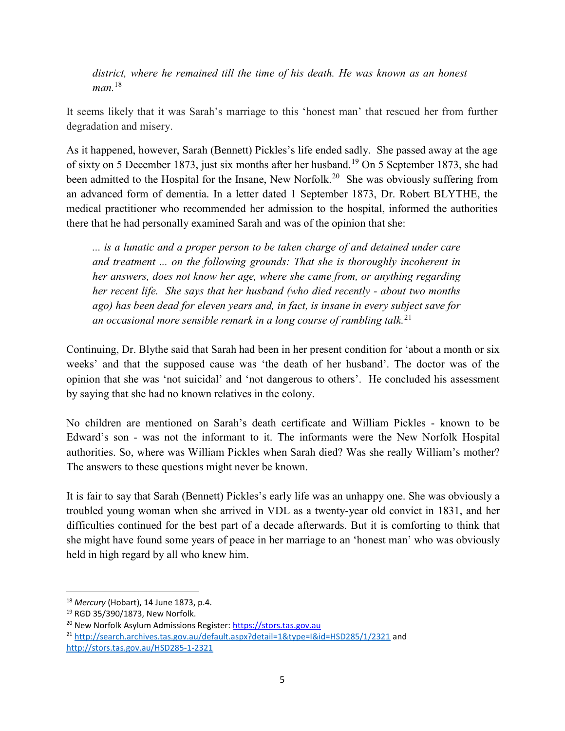*district, where he remained till the time of his death. He was known as an honest man.*[18]

It seems likely that it was Sarah's marriage to this 'honest man' that rescued her from further degradation and misery.

As it happened, however, Sarah (Bennett) Pickles's life ended sadly. She passed away at the age of sixty on 5 December 1873, just six months after her husband.[19] On 5 September 1873, she had been admitted to the Hospital for the Insane, New Norfolk.[20] She was obviously suffering from an advanced form of dementia. In a letter dated 1 September 1873, Dr. Robert BLYTHE, the medical practitioner who recommended her admission to the hospital, informed the authorities there that he had personally examined Sarah and was of the opinion that she:

> *... is a lunatic and a proper person to be taken charge of and detained under care and treatment ... on the following grounds: That she is thoroughly incoherent in her answers, does not know her age, where she came from, or anything regarding her recent life. She says that her husband (who died recently - about two months ago) has been dead for eleven years and, in fact, is insane in every subject save for an occasional more sensible remark in a long course of rambling talk.*[21]

Continuing, Dr. Blythe said that Sarah had been in her present condition for 'about a month or six weeks' and that the supposed cause was 'the death of her husband'. The doctor was of the opinion that she was 'not suicidal' and 'not dangerous to others'. He concluded his assessment by saying that she had no known relatives in the colony.

No children are mentioned on Sarah's death certificate and William Pickles - known to be Edward's son - was not the informant to it. The informants were the New Norfolk Hospital authorities. So, where was William Pickles when Sarah died? Was she really William's mother? The answers to these questions might never be known.

It is fair to say that Sarah (Bennett) Pickles's early life was an unhappy one. She was obviously a troubled young woman when she arrived in VDL as a twenty-year old convict in 1831, and her difficulties continued for the best part of a decade afterwards. But it is comforting to think that she might have found some years of peace in her marriage to an 'honest man' who was obviously held in high regard by all who knew him.

---

[18] *Mercury* (Hobart), 14 June 1873, p.4.

[19] RGD 35/390/1873, New Norfolk.

[20] New Norfolk Asylum Admissions Register: https://stors.tas.gov.au

[21] http://search.archives.tas.gov.au/default.aspx?detail=1&type=I&id=HSD285/1/2321 and http://stors.tas.gov.au/HSD285-1-2321